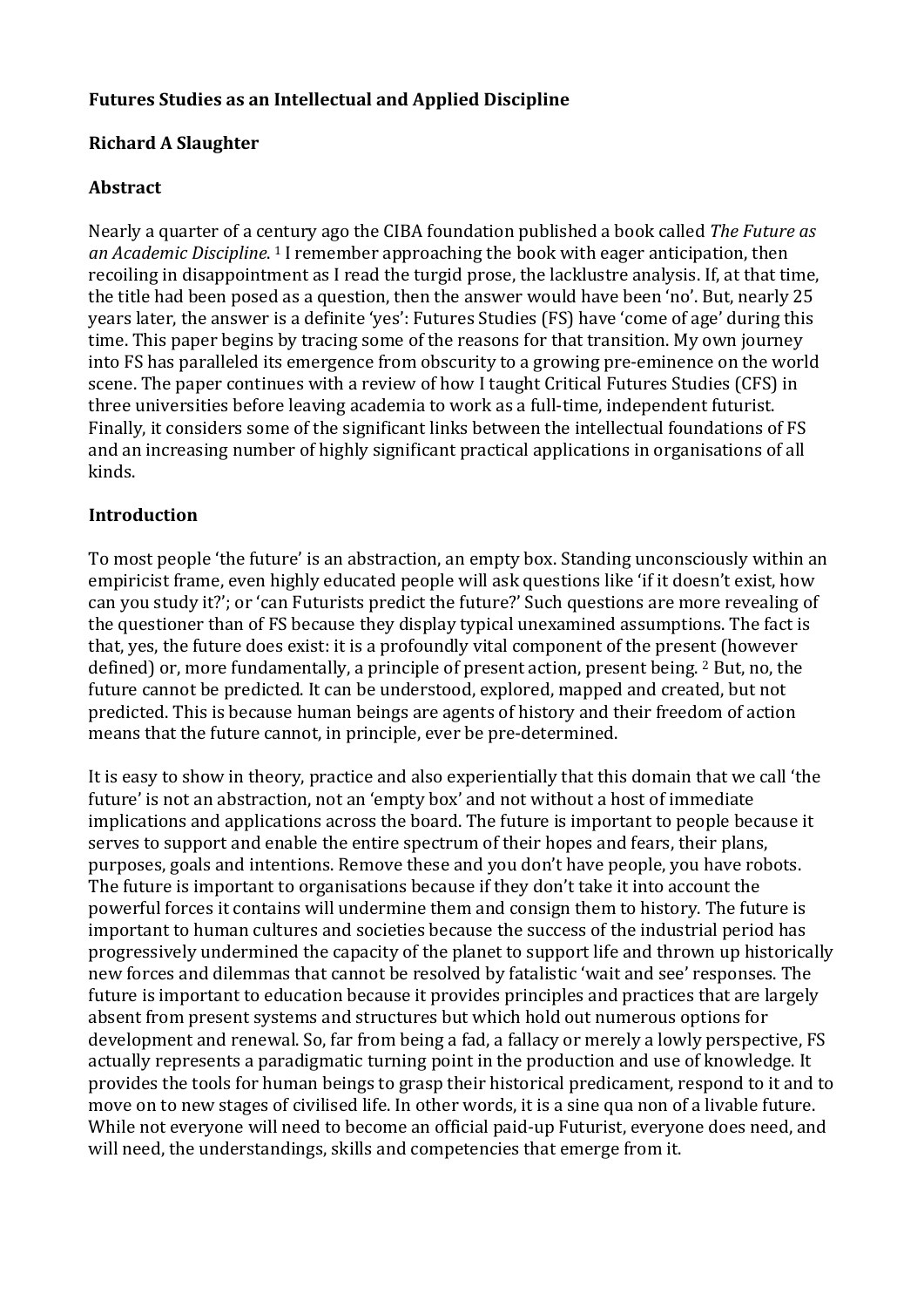# Futures Studies as an Intellectual and Applied Discipline

**Richard A Slaughter**

## Abstract

Nearly a quarter of a century ago the CIBA foundation published a book called *The Future as an Academic Discipline.* [1] I remember approaching the book with eager anticipation, then recoiling in disappointment as I read the turgid prose, the lacklustre analysis. If, at that time, the title had been posed as a question, then the answer would have been 'no'. But, nearly 25 years later, the answer is a definite 'yes': Futures Studies (FS) have 'come of age' during this time. This paper begins by tracing some of the reasons for that transition. My own journey into FS has paralleled its emergence from obscurity to a growing pre-eminence on the world scene. The paper continues with a review of how I taught Critical Futures Studies (CFS) in three universities before leaving academia to work as a full-time, independent futurist. Finally, it considers some of the significant links between the intellectual foundations of FS and an increasing number of highly significant practical applications in organisations of all kinds.

## Introduction

To most people 'the future' is an abstraction, an empty box. Standing unconsciously within an empiricist frame, even highly educated people will ask questions like 'if it doesn't exist, how can you study it?'; or 'can Futurists predict the future?' Such questions are more revealing of the questioner than of FS because they display typical unexamined assumptions. The fact is that, yes, the future does exist: it is a profoundly vital component of the present (however defined) or, more fundamentally, a principle of present action, present being. [2] But, no, the future cannot be predicted. It can be understood, explored, mapped and created, but not predicted. This is because human beings are agents of history and their freedom of action means that the future cannot, in principle, ever be pre-determined.

It is easy to show in theory, practice and also experientially that this domain that we call 'the future' is not an abstraction, not an 'empty box' and not without a host of immediate implications and applications across the board. The future is important to people because it serves to support and enable the entire spectrum of their hopes and fears, their plans, purposes, goals and intentions. Remove these and you don't have people, you have robots. The future is important to organisations because if they don't take it into account the powerful forces it contains will undermine them and consign them to history. The future is important to human cultures and societies because the success of the industrial period has progressively undermined the capacity of the planet to support life and thrown up historically new forces and dilemmas that cannot be resolved by fatalistic 'wait and see' responses. The future is important to education because it provides principles and practices that are largely absent from present systems and structures but which hold out numerous options for development and renewal. So, far from being a fad, a fallacy or merely a lowly perspective, FS actually represents a paradigmatic turning point in the production and use of knowledge. It provides the tools for human beings to grasp their historical predicament, respond to it and to move on to new stages of civilised life. In other words, it is a sine qua non of a livable future. While not everyone will need to become an official paid-up Futurist, everyone does need, and will need, the understandings, skills and competencies that emerge from it.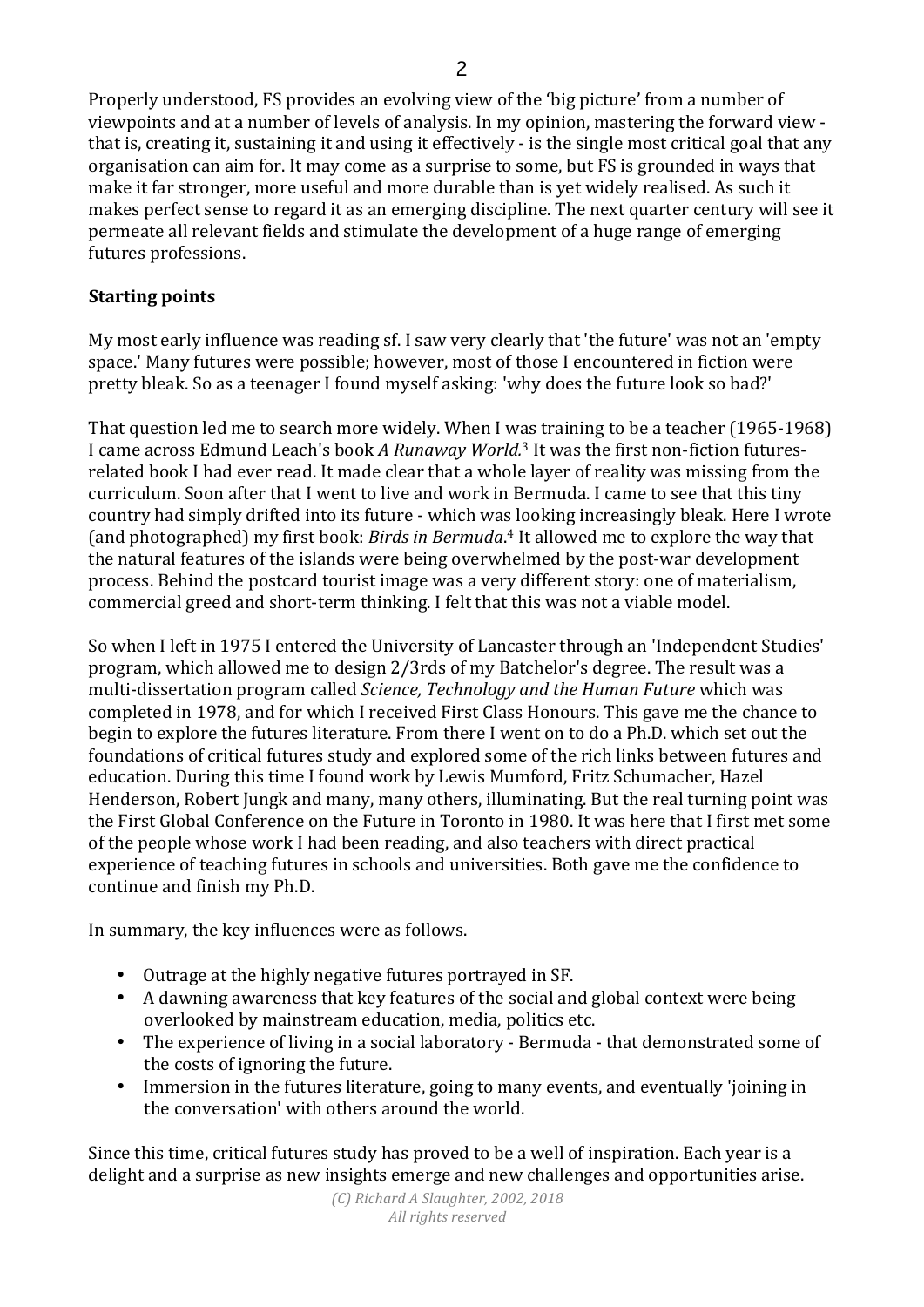Properly understood, FS provides an evolving view of the 'big picture' from a number of viewpoints and at a number of levels of analysis. In my opinion, mastering the forward view - that is, creating it, sustaining it and using it effectively - is the single most critical goal that any organisation can aim for. It may come as a surprise to some, but FS is grounded in ways that make it far stronger, more useful and more durable than is yet widely realised. As such it makes perfect sense to regard it as an emerging discipline. The next quarter century will see it permeate all relevant fields and stimulate the development of a huge range of emerging futures professions.

## Starting points

My most early influence was reading sf. I saw very clearly that 'the future' was not an 'empty space.' Many futures were possible; however, most of those I encountered in fiction were pretty bleak. So as a teenager I found myself asking: 'why does the future look so bad?'

That question led me to search more widely. When I was training to be a teacher (1965-1968) I came across Edmund Leach's book *A Runaway World*.[3] It was the first non-fiction futures-related book I had ever read. It made clear that a whole layer of reality was missing from the curriculum. Soon after that I went to live and work in Bermuda. I came to see that this tiny country had simply drifted into its future - which was looking increasingly bleak. Here I wrote (and photographed) my first book: *Birds in Bermuda*.[4] It allowed me to explore the way that the natural features of the islands were being overwhelmed by the post-war development process. Behind the postcard tourist image was a very different story: one of materialism, commercial greed and short-term thinking. I felt that this was not a viable model.

So when I left in 1975 I entered the University of Lancaster through an 'Independent Studies' program, which allowed me to design 2/3rds of my Batchelor's degree. The result was a multi-dissertation program called *Science, Technology and the Human Future* which was completed in 1978, and for which I received First Class Honours. This gave me the chance to begin to explore the futures literature. From there I went on to do a Ph.D. which set out the foundations of critical futures study and explored some of the rich links between futures and education. During this time I found work by Lewis Mumford, Fritz Schumacher, Hazel Henderson, Robert Jungk and many, many others, illuminating. But the real turning point was the First Global Conference on the Future in Toronto in 1980. It was here that I first met some of the people whose work I had been reading, and also teachers with direct practical experience of teaching futures in schools and universities. Both gave me the confidence to continue and finish my Ph.D.

In summary, the key influences were as follows.

- Outrage at the highly negative futures portrayed in SF.
- A dawning awareness that key features of the social and global context were being overlooked by mainstream education, media, politics etc.
- The experience of living in a social laboratory - Bermuda - that demonstrated some of the costs of ignoring the future.
- Immersion in the futures literature, going to many events, and eventually 'joining in the conversation' with others around the world.

Since this time, critical futures study has proved to be a well of inspiration. Each year is a delight and a surprise as new insights emerge and new challenges and opportunities arise.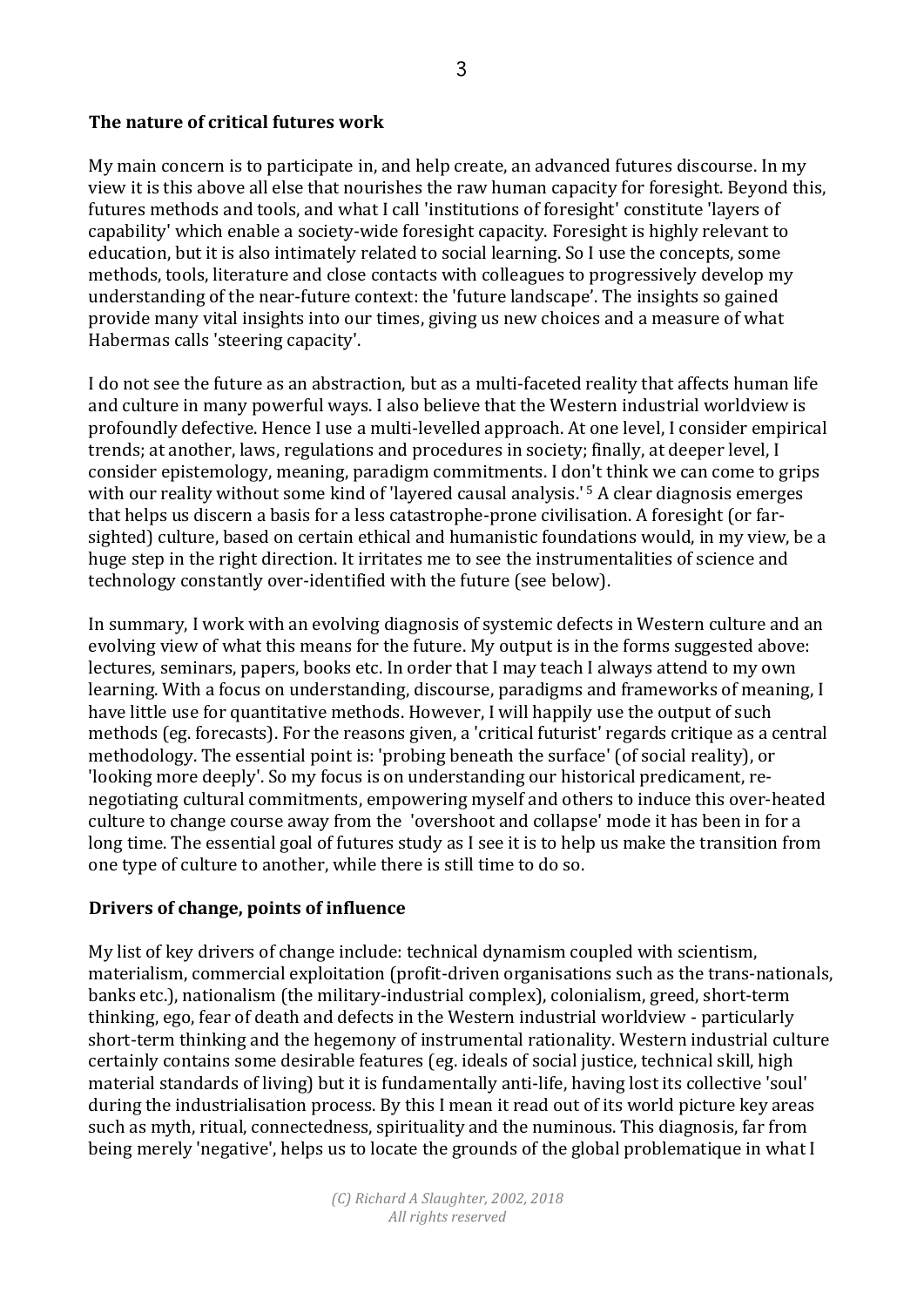**The nature of critical futures work**

My main concern is to participate in, and help create, an advanced futures discourse. In my view it is this above all else that nourishes the raw human capacity for foresight. Beyond this, futures methods and tools, and what I call 'institutions of foresight' constitute 'layers of capability' which enable a society-wide foresight capacity. Foresight is highly relevant to education, but it is also intimately related to social learning. So I use the concepts, some methods, tools, literature and close contacts with colleagues to progressively develop my understanding of the near-future context: the 'future landscape'. The insights so gained provide many vital insights into our times, giving us new choices and a measure of what Habermas calls 'steering capacity'.

I do not see the future as an abstraction, but as a multi-faceted reality that affects human life and culture in many powerful ways. I also believe that the Western industrial worldview is profoundly defective. Hence I use a multi-levelled approach. At one level, I consider empirical trends; at another, laws, regulations and procedures in society; finally, at deeper level, I consider epistemology, meaning, paradigm commitments. I don't think we can come to grips with our reality without some kind of 'layered causal analysis.'[5] A clear diagnosis emerges that helps us discern a basis for a less catastrophe-prone civilisation. A foresight (or far-sighted) culture, based on certain ethical and humanistic foundations would, in my view, be a huge step in the right direction. It irritates me to see the instrumentalities of science and technology constantly over-identified with the future (see below).

In summary, I work with an evolving diagnosis of systemic defects in Western culture and an evolving view of what this means for the future. My output is in the forms suggested above: lectures, seminars, papers, books etc. In order that I may teach I always attend to my own learning. With a focus on understanding, discourse, paradigms and frameworks of meaning, I have little use for quantitative methods. However, I will happily use the output of such methods (eg. forecasts). For the reasons given, a 'critical futurist' regards critique as a central methodology. The essential point is: 'probing beneath the surface' (of social reality), or 'looking more deeply'. So my focus is on understanding our historical predicament, re-negotiating cultural commitments, empowering myself and others to induce this over-heated culture to change course away from the 'overshoot and collapse' mode it has been in for a long time. The essential goal of futures study as I see it is to help us make the transition from one type of culture to another, while there is still time to do so.

**Drivers of change, points of influence**

My list of key drivers of change include: technical dynamism coupled with scientism, materialism, commercial exploitation (profit-driven organisations such as the trans-nationals, banks etc.), nationalism (the military-industrial complex), colonialism, greed, short-term thinking, ego, fear of death and defects in the Western industrial worldview - particularly short-term thinking and the hegemony of instrumental rationality. Western industrial culture certainly contains some desirable features (eg. ideals of social justice, technical skill, high material standards of living) but it is fundamentally anti-life, having lost its collective 'soul' during the industrialisation process. By this I mean it read out of its world picture key areas such as myth, ritual, connectedness, spirituality and the numinous. This diagnosis, far from being merely 'negative', helps us to locate the grounds of the global problematique in what I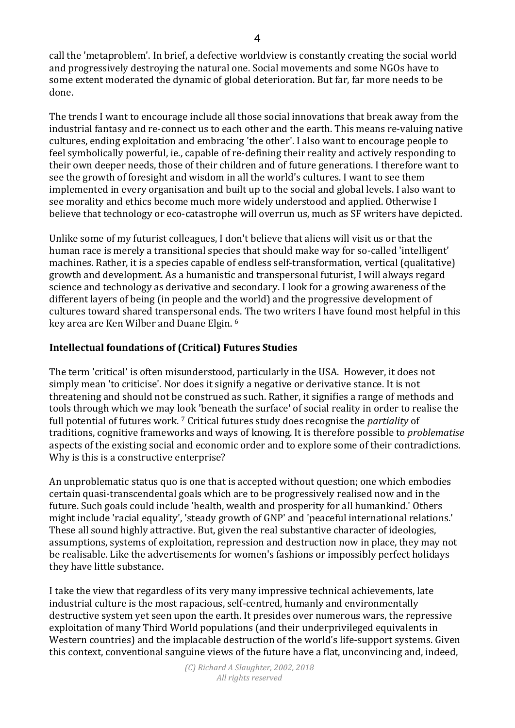call the 'metaproblem'. In brief, a defective worldview is constantly creating the social world and progressively destroying the natural one. Social movements and some NGOs have to some extent moderated the dynamic of global deterioration. But far, far more needs to be done.

The trends I want to encourage include all those social innovations that break away from the industrial fantasy and re-connect us to each other and the earth. This means re-valuing native cultures, ending exploitation and embracing 'the other'. I also want to encourage people to feel symbolically powerful, ie., capable of re-defining their reality and actively responding to their own deeper needs, those of their children and of future generations. I therefore want to see the growth of foresight and wisdom in all the world's cultures. I want to see them implemented in every organisation and built up to the social and global levels. I also want to see morality and ethics become much more widely understood and applied. Otherwise I believe that technology or eco-catastrophe will overrun us, much as SF writers have depicted.

Unlike some of my futurist colleagues, I don't believe that aliens will visit us or that the human race is merely a transitional species that should make way for so-called 'intelligent' machines. Rather, it is a species capable of endless self-transformation, vertical (qualitative) growth and development. As a humanistic and transpersonal futurist, I will always regard science and technology as derivative and secondary. I look for a growing awareness of the different layers of being (in people and the world) and the progressive development of cultures toward shared transpersonal ends. The two writers I have found most helpful in this key area are Ken Wilber and Duane Elgin. [6]

## Intellectual foundations of (Critical) Futures Studies

The term 'critical' is often misunderstood, particularly in the USA. However, it does not simply mean 'to criticise'. Nor does it signify a negative or derivative stance. It is not threatening and should not be construed as such. Rather, it signifies a range of methods and tools through which we may look 'beneath the surface' of social reality in order to realise the full potential of futures work. [7] Critical futures study does recognise the *partiality* of traditions, cognitive frameworks and ways of knowing. It is therefore possible to *problematise* aspects of the existing social and economic order and to explore some of their contradictions. Why is this is a constructive enterprise?

An unproblematic status quo is one that is accepted without question; one which embodies certain quasi-transcendental goals which are to be progressively realised now and in the future. Such goals could include 'health, wealth and prosperity for all humankind.' Others might include 'racial equality', 'steady growth of GNP' and 'peaceful international relations.' These all sound highly attractive. But, given the real substantive character of ideologies, assumptions, systems of exploitation, repression and destruction now in place, they may not be realisable. Like the advertisements for women's fashions or impossibly perfect holidays they have little substance.

I take the view that regardless of its very many impressive technical achievements, late industrial culture is the most rapacious, self-centred, humanly and environmentally destructive system yet seen upon the earth. It presides over numerous wars, the repressive exploitation of many Third World populations (and their underprivileged equivalents in Western countries) and the implacable destruction of the world's life-support systems. Given this context, conventional sanguine views of the future have a flat, unconvincing and, indeed,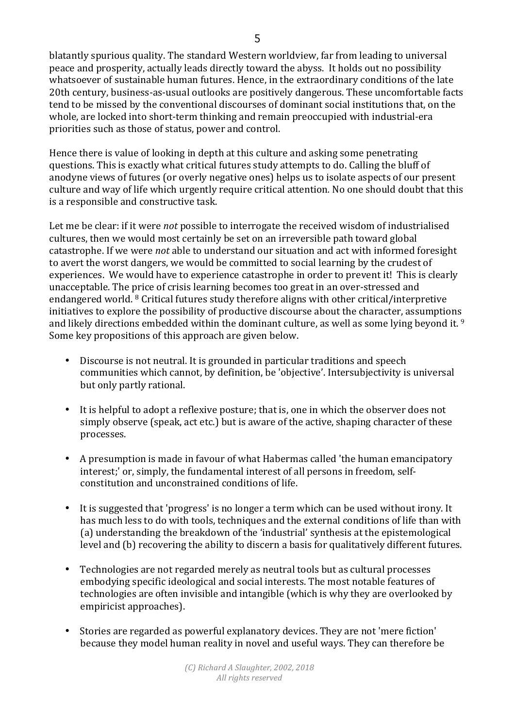blatantly spurious quality. The standard Western worldview, far from leading to universal peace and prosperity, actually leads directly toward the abyss. It holds out no possibility whatsoever of sustainable human futures. Hence, in the extraordinary conditions of the late 20th century, business-as-usual outlooks are positively dangerous. These uncomfortable facts tend to be missed by the conventional discourses of dominant social institutions that, on the whole, are locked into short-term thinking and remain preoccupied with industrial-era priorities such as those of status, power and control.

Hence there is value of looking in depth at this culture and asking some penetrating questions. This is exactly what critical futures study attempts to do. Calling the bluff of anodyne views of futures (or overly negative ones) helps us to isolate aspects of our present culture and way of life which urgently require critical attention. No one should doubt that this is a responsible and constructive task.

Let me be clear: if it were *not* possible to interrogate the received wisdom of industrialised cultures, then we would most certainly be set on an irreversible path toward global catastrophe. If we were *not* able to understand our situation and act with informed foresight to avert the worst dangers, we would be committed to social learning by the crudest of experiences. We would have to experience catastrophe in order to prevent it! This is clearly unacceptable. The price of crisis learning becomes too great in an over-stressed and endangered world. [8] Critical futures study therefore aligns with other critical/interpretive initiatives to explore the possibility of productive discourse about the character, assumptions and likely directions embedded within the dominant culture, as well as some lying beyond it. [9] Some key propositions of this approach are given below.

- Discourse is not neutral. It is grounded in particular traditions and speech communities which cannot, by definition, be 'objective'. Intersubjectivity is universal but only partly rational.

- It is helpful to adopt a reflexive posture; that is, one in which the observer does not simply observe (speak, act etc.) but is aware of the active, shaping character of these processes.

- A presumption is made in favour of what Habermas called 'the human emancipatory interest;' or, simply, the fundamental interest of all persons in freedom, self-constitution and unconstrained conditions of life.

- It is suggested that 'progress' is no longer a term which can be used without irony. It has much less to do with tools, techniques and the external conditions of life than with (a) understanding the breakdown of the 'industrial' synthesis at the epistemological level and (b) recovering the ability to discern a basis for qualitatively different futures.

- Technologies are not regarded merely as neutral tools but as cultural processes embodying specific ideological and social interests. The most notable features of technologies are often invisible and intangible (which is why they are overlooked by empiricist approaches).

- Stories are regarded as powerful explanatory devices. They are not 'mere fiction' because they model human reality in novel and useful ways. They can therefore be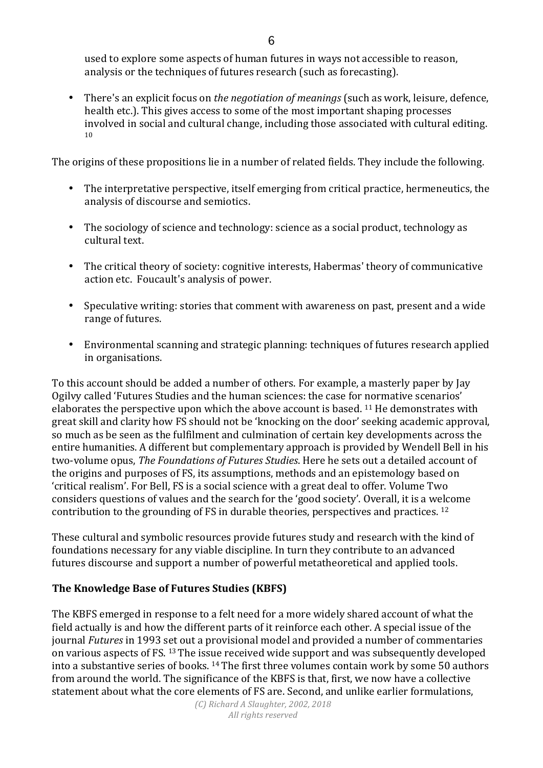used to explore some aspects of human futures in ways not accessible to reason, analysis or the techniques of futures research (such as forecasting).

- There's an explicit focus on *the negotiation of meanings* (such as work, leisure, defence, health etc.). This gives access to some of the most important shaping processes involved in social and cultural change, including those associated with cultural editing. [10]

The origins of these propositions lie in a number of related fields. They include the following.

- The interpretative perspective, itself emerging from critical practice, hermeneutics, the analysis of discourse and semiotics.

- The sociology of science and technology: science as a social product, technology as cultural text.

- The critical theory of society: cognitive interests, Habermas' theory of communicative action etc. Foucault's analysis of power.

- Speculative writing: stories that comment with awareness on past, present and a wide range of futures.

- Environmental scanning and strategic planning: techniques of futures research applied in organisations.

To this account should be added a number of others. For example, a masterly paper by Jay Ogilvy called 'Futures Studies and the human sciences: the case for normative scenarios' elaborates the perspective upon which the above account is based. [11] He demonstrates with great skill and clarity how FS should not be 'knocking on the door' seeking academic approval, so much as be seen as the fulfilment and culmination of certain key developments across the entire humanities. A different but complementary approach is provided by Wendell Bell in his two-volume opus, *The Foundations of Futures Studies*. Here he sets out a detailed account of the origins and purposes of FS, its assumptions, methods and an epistemology based on 'critical realism'. For Bell, FS is a social science with a great deal to offer. Volume Two considers questions of values and the search for the 'good society'. Overall, it is a welcome contribution to the grounding of FS in durable theories, perspectives and practices. [12]

These cultural and symbolic resources provide futures study and research with the kind of foundations necessary for any viable discipline. In turn they contribute to an advanced futures discourse and support a number of powerful metatheoretical and applied tools.

**The Knowledge Base of Futures Studies (KBFS)**

The KBFS emerged in response to a felt need for a more widely shared account of what the field actually is and how the different parts of it reinforce each other. A special issue of the journal *Futures* in 1993 set out a provisional model and provided a number of commentaries on various aspects of FS. [13] The issue received wide support and was subsequently developed into a substantive series of books. [14] The first three volumes contain work by some 50 authors from around the world. The significance of the KBFS is that, first, we now have a collective statement about what the core elements of FS are. Second, and unlike earlier formulations,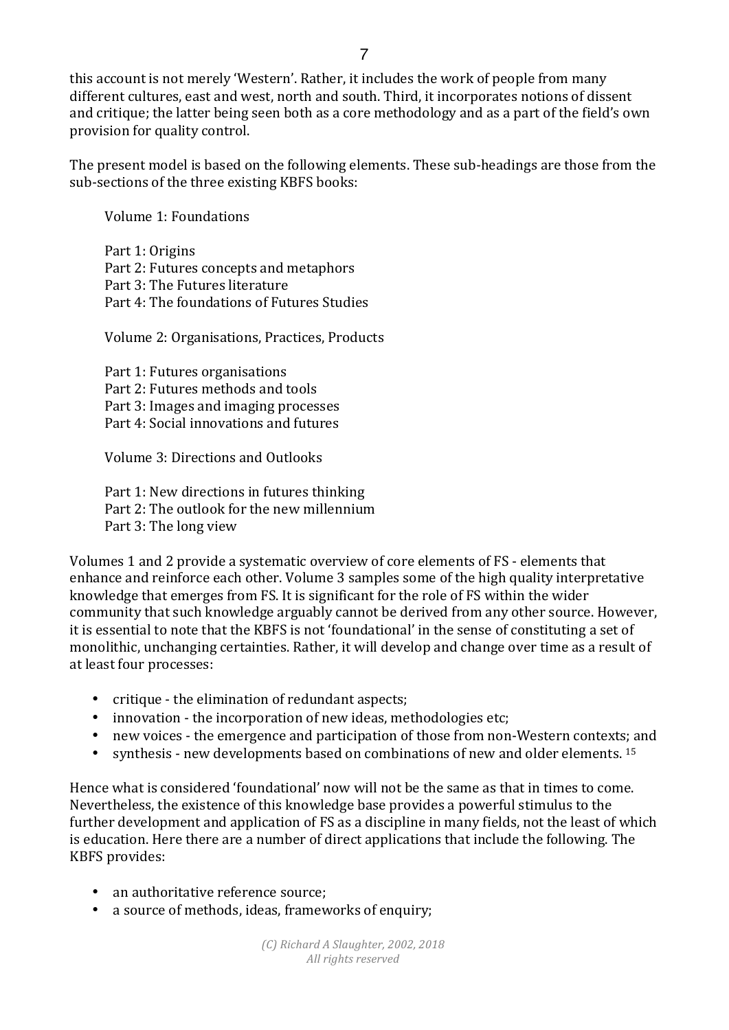this account is not merely 'Western'. Rather, it includes the work of people from many different cultures, east and west, north and south. Third, it incorporates notions of dissent and critique; the latter being seen both as a core methodology and as a part of the field's own provision for quality control.

The present model is based on the following elements. These sub-headings are those from the sub-sections of the three existing KBFS books:

Volume 1: Foundations

Part 1: Origins
Part 2: Futures concepts and metaphors
Part 3: The Futures literature
Part 4: The foundations of Futures Studies

Volume 2: Organisations, Practices, Products

Part 1: Futures organisations
Part 2: Futures methods and tools
Part 3: Images and imaging processes
Part 4: Social innovations and futures

Volume 3: Directions and Outlooks

Part 1: New directions in futures thinking
Part 2: The outlook for the new millennium
Part 3: The long view

Volumes 1 and 2 provide a systematic overview of core elements of FS - elements that enhance and reinforce each other. Volume 3 samples some of the high quality interpretative knowledge that emerges from FS. It is significant for the role of FS within the wider community that such knowledge arguably cannot be derived from any other source. However, it is essential to note that the KBFS is not 'foundational' in the sense of constituting a set of monolithic, unchanging certainties. Rather, it will develop and change over time as a result of at least four processes:

- critique - the elimination of redundant aspects;
- innovation - the incorporation of new ideas, methodologies etc;
- new voices - the emergence and participation of those from non-Western contexts; and
- synthesis - new developments based on combinations of new and older elements. [15]

Hence what is considered 'foundational' now will not be the same as that in times to come. Nevertheless, the existence of this knowledge base provides a powerful stimulus to the further development and application of FS as a discipline in many fields, not the least of which is education. Here there are a number of direct applications that include the following. The KBFS provides:

- an authoritative reference source;
- a source of methods, ideas, frameworks of enquiry;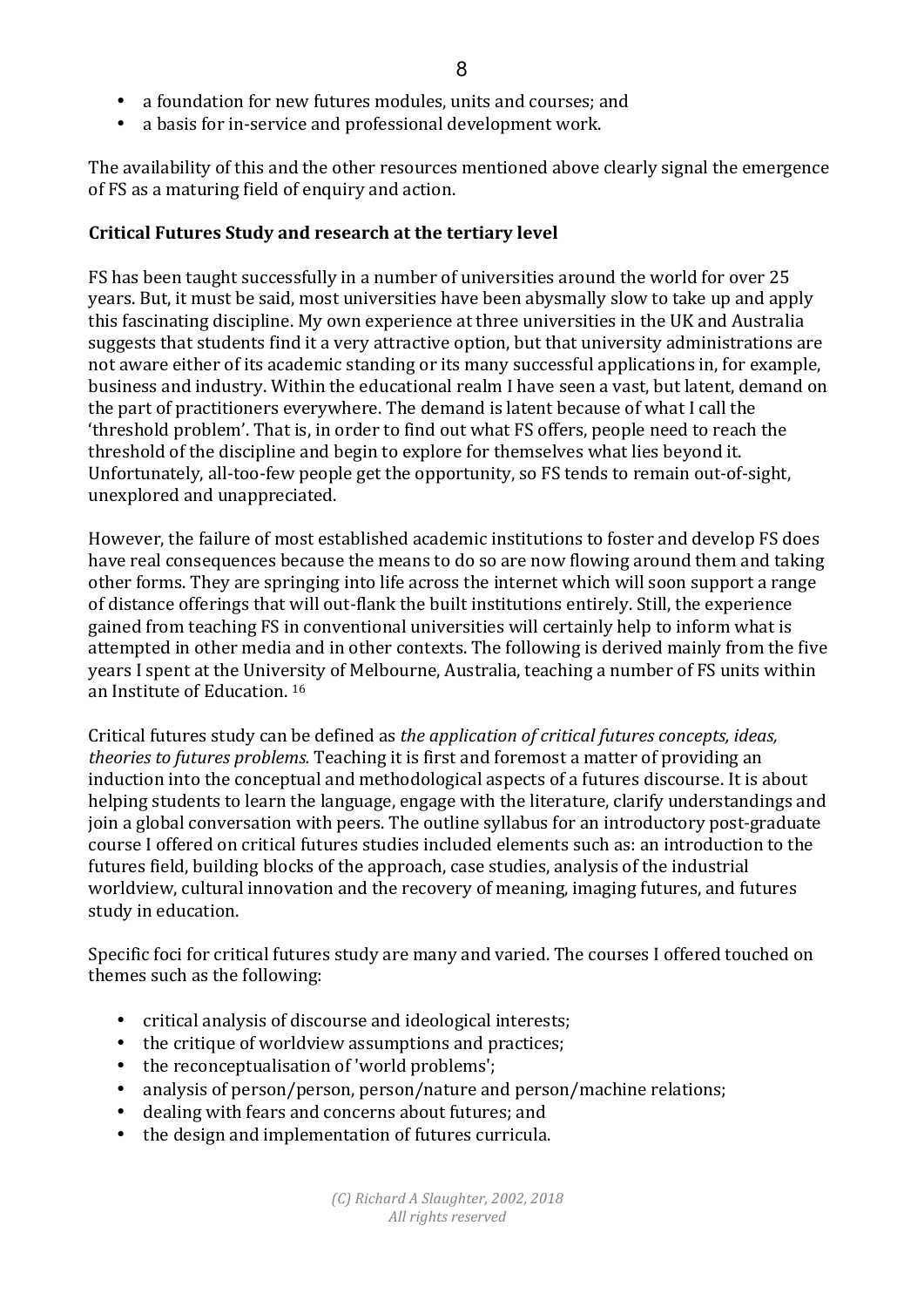- a foundation for new futures modules, units and courses; and
- a basis for in-service and professional development work.

The availability of this and the other resources mentioned above clearly signal the emergence of FS as a maturing field of enquiry and action.

**Critical Futures Study and research at the tertiary level**

FS has been taught successfully in a number of universities around the world for over 25 years. But, it must be said, most universities have been abysmally slow to take up and apply this fascinating discipline. My own experience at three universities in the UK and Australia suggests that students find it a very attractive option, but that university administrations are not aware either of its academic standing or its many successful applications in, for example, business and industry. Within the educational realm I have seen a vast, but latent, demand on the part of practitioners everywhere. The demand is latent because of what I call the 'threshold problem'. That is, in order to find out what FS offers, people need to reach the threshold of the discipline and begin to explore for themselves what lies beyond it. Unfortunately, all-too-few people get the opportunity, so FS tends to remain out-of-sight, unexplored and unappreciated.

However, the failure of most established academic institutions to foster and develop FS does have real consequences because the means to do so are now flowing around them and taking other forms. They are springing into life across the internet which will soon support a range of distance offerings that will out-flank the built institutions entirely. Still, the experience gained from teaching FS in conventional universities will certainly help to inform what is attempted in other media and in other contexts. The following is derived mainly from the five years I spent at the University of Melbourne, Australia, teaching a number of FS units within an Institute of Education. [16]

Critical futures study can be defined as *the application of critical futures concepts, ideas, theories to futures problems.* Teaching it is first and foremost a matter of providing an induction into the conceptual and methodological aspects of a futures discourse. It is about helping students to learn the language, engage with the literature, clarify understandings and join a global conversation with peers. The outline syllabus for an introductory post-graduate course I offered on critical futures studies included elements such as: an introduction to the futures field, building blocks of the approach, case studies, analysis of the industrial worldview, cultural innovation and the recovery of meaning, imaging futures, and futures study in education.

Specific foci for critical futures study are many and varied. The courses I offered touched on themes such as the following:

- critical analysis of discourse and ideological interests;
- the critique of worldview assumptions and practices;
- the reconceptualisation of 'world problems';
- analysis of person/person, person/nature and person/machine relations;
- dealing with fears and concerns about futures; and
- the design and implementation of futures curricula.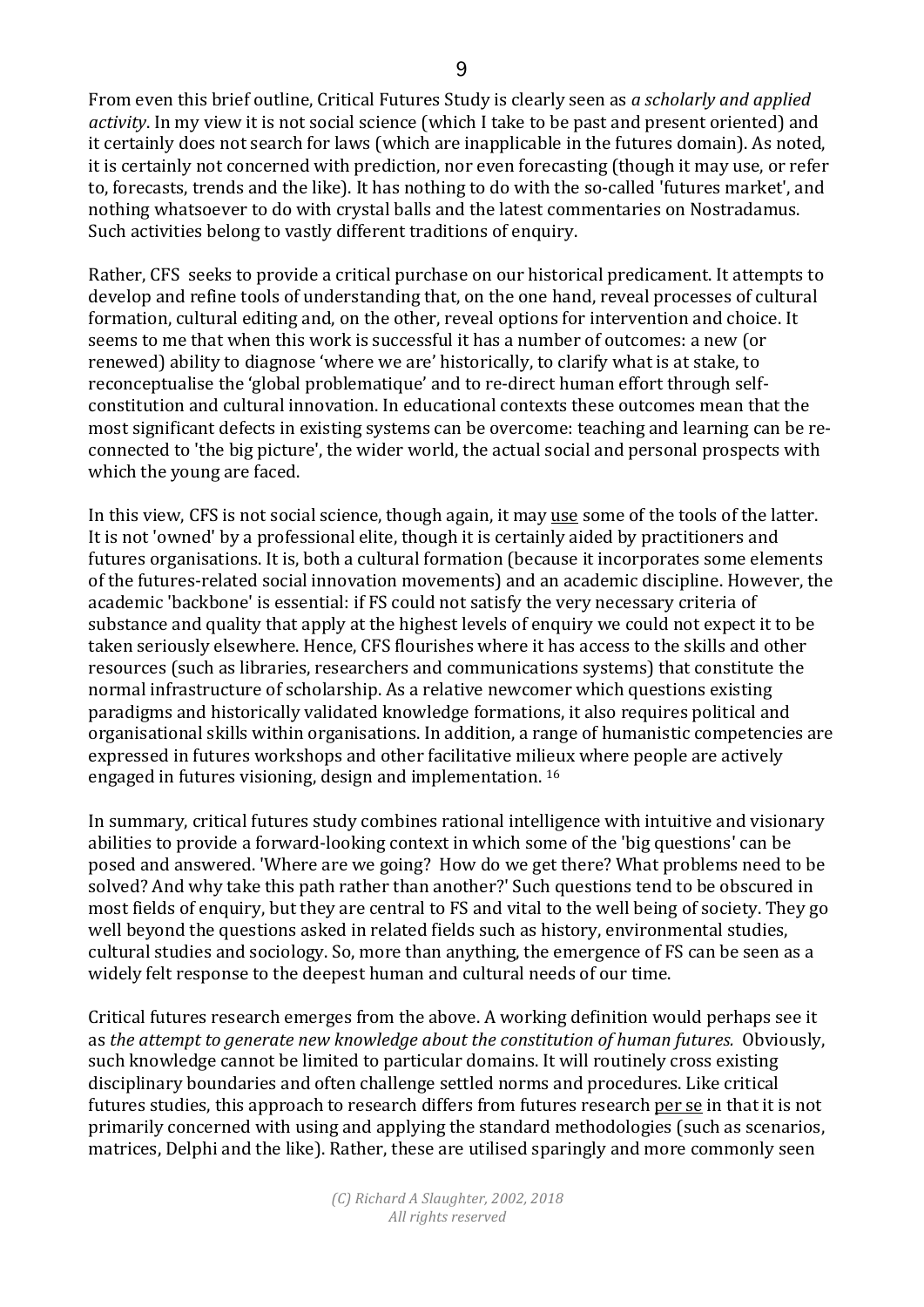From even this brief outline, Critical Futures Study is clearly seen as *a scholarly and applied activity*. In my view it is not social science (which I take to be past and present oriented) and it certainly does not search for laws (which are inapplicable in the futures domain). As noted, it is certainly not concerned with prediction, nor even forecasting (though it may use, or refer to, forecasts, trends and the like). It has nothing to do with the so-called 'futures market', and nothing whatsoever to do with crystal balls and the latest commentaries on Nostradamus. Such activities belong to vastly different traditions of enquiry.

Rather, CFS seeks to provide a critical purchase on our historical predicament. It attempts to develop and refine tools of understanding that, on the one hand, reveal processes of cultural formation, cultural editing and, on the other, reveal options for intervention and choice. It seems to me that when this work is successful it has a number of outcomes: a new (or renewed) ability to diagnose 'where we are' historically, to clarify what is at stake, to reconceptualise the 'global problematique' and to re-direct human effort through self-constitution and cultural innovation. In educational contexts these outcomes mean that the most significant defects in existing systems can be overcome: teaching and learning can be re-connected to 'the big picture', the wider world, the actual social and personal prospects with which the young are faced.

In this view, CFS is not social science, though again, it may <u>use</u> some of the tools of the latter. It is not 'owned' by a professional elite, though it is certainly aided by practitioners and futures organisations. It is, both a cultural formation (because it incorporates some elements of the futures-related social innovation movements) and an academic discipline. However, the academic 'backbone' is essential: if FS could not satisfy the very necessary criteria of substance and quality that apply at the highest levels of enquiry we could not expect it to be taken seriously elsewhere. Hence, CFS flourishes where it has access to the skills and other resources (such as libraries, researchers and communications systems) that constitute the normal infrastructure of scholarship. As a relative newcomer which questions existing paradigms and historically validated knowledge formations, it also requires political and organisational skills within organisations. In addition, a range of humanistic competencies are expressed in futures workshops and other facilitative milieux where people are actively engaged in futures visioning, design and implementation. [16]

In summary, critical futures study combines rational intelligence with intuitive and visionary abilities to provide a forward-looking context in which some of the 'big questions' can be posed and answered. 'Where are we going? How do we get there? What problems need to be solved? And why take this path rather than another?' Such questions tend to be obscured in most fields of enquiry, but they are central to FS and vital to the well being of society. They go well beyond the questions asked in related fields such as history, environmental studies, cultural studies and sociology. So, more than anything, the emergence of FS can be seen as a widely felt response to the deepest human and cultural needs of our time.

Critical futures research emerges from the above. A working definition would perhaps see it as *the attempt to generate new knowledge about the constitution of human futures.* Obviously, such knowledge cannot be limited to particular domains. It will routinely cross existing disciplinary boundaries and often challenge settled norms and procedures. Like critical futures studies, this approach to research differs from futures research <u>per se</u> in that it is not primarily concerned with using and applying the standard methodologies (such as scenarios, matrices, Delphi and the like). Rather, these are utilised sparingly and more commonly seen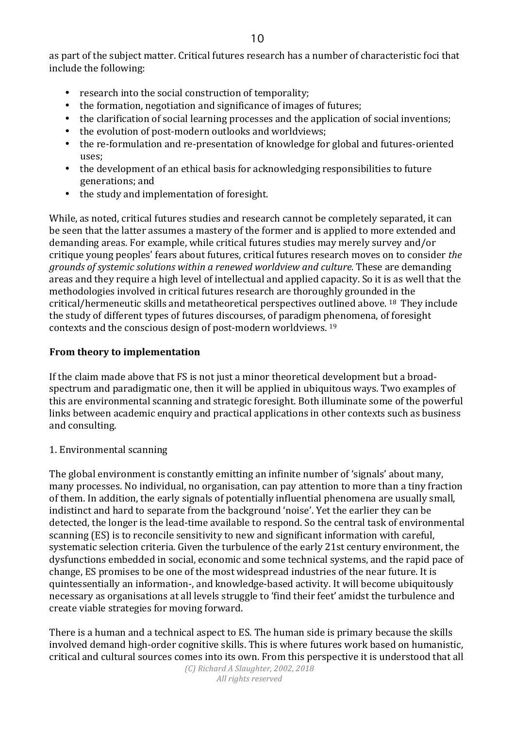as part of the subject matter. Critical futures research has a number of characteristic foci that include the following:

- research into the social construction of temporality;
- the formation, negotiation and significance of images of futures;
- the clarification of social learning processes and the application of social inventions;
- the evolution of post-modern outlooks and worldviews;
- the re-formulation and re-presentation of knowledge for global and futures-oriented uses;
- the development of an ethical basis for acknowledging responsibilities to future generations; and
- the study and implementation of foresight.

While, as noted, critical futures studies and research cannot be completely separated, it can be seen that the latter assumes a mastery of the former and is applied to more extended and demanding areas. For example, while critical futures studies may merely survey and/or critique young peoples' fears about futures, critical futures research moves on to consider *the grounds of systemic solutions within a renewed worldview and culture*. These are demanding areas and they require a high level of intellectual and applied capacity. So it is as well that the methodologies involved in critical futures research are thoroughly grounded in the critical/hermeneutic skills and metatheoretical perspectives outlined above. [18] They include the study of different types of futures discourses, of paradigm phenomena, of foresight contexts and the conscious design of post-modern worldviews. [19]

**From theory to implementation**

If the claim made above that FS is not just a minor theoretical development but a broad-spectrum and paradigmatic one, then it will be applied in ubiquitous ways. Two examples of this are environmental scanning and strategic foresight. Both illuminate some of the powerful links between academic enquiry and practical applications in other contexts such as business and consulting.

1. Environmental scanning

The global environment is constantly emitting an infinite number of 'signals' about many, many processes. No individual, no organisation, can pay attention to more than a tiny fraction of them. In addition, the early signals of potentially influential phenomena are usually small, indistinct and hard to separate from the background 'noise'. Yet the earlier they can be detected, the longer is the lead-time available to respond. So the central task of environmental scanning (ES) is to reconcile sensitivity to new and significant information with careful, systematic selection criteria. Given the turbulence of the early 21st century environment, the dysfunctions embedded in social, economic and some technical systems, and the rapid pace of change, ES promises to be one of the most widespread industries of the near future. It is quintessentially an information-, and knowledge-based activity. It will become ubiquitously necessary as organisations at all levels struggle to 'find their feet' amidst the turbulence and create viable strategies for moving forward.

There is a human and a technical aspect to ES. The human side is primary because the skills involved demand high-order cognitive skills. This is where futures work based on humanistic, critical and cultural sources comes into its own. From this perspective it is understood that all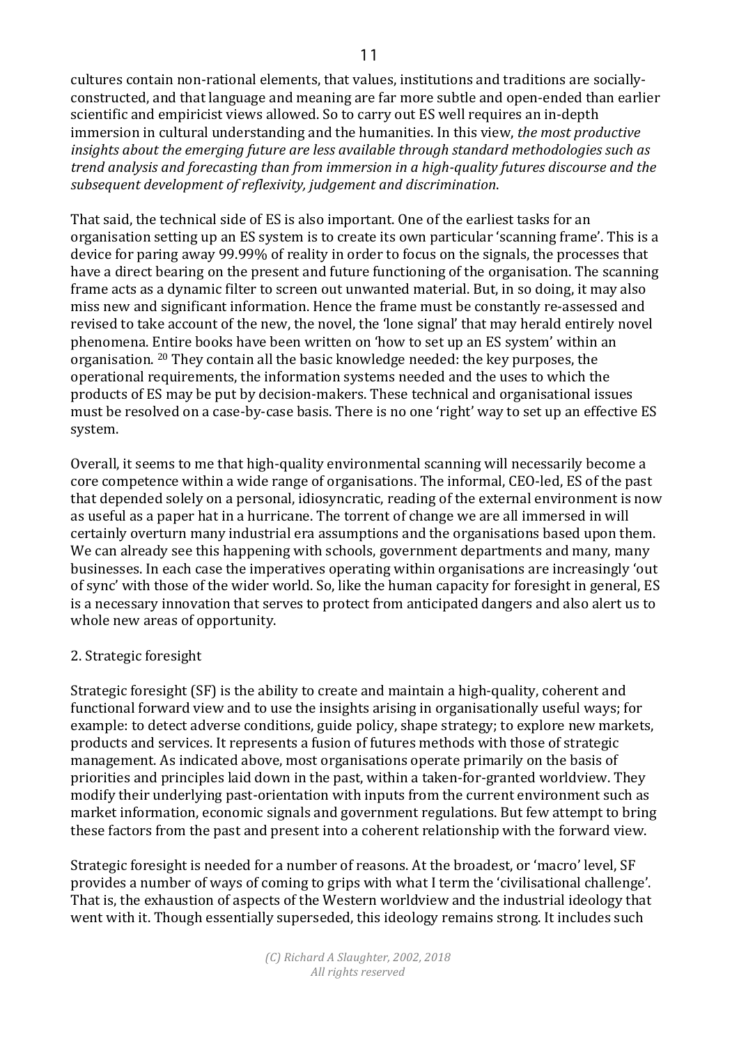cultures contain non-rational elements, that values, institutions and traditions are socially-constructed, and that language and meaning are far more subtle and open-ended than earlier scientific and empiricist views allowed. So to carry out ES well requires an in-depth immersion in cultural understanding and the humanities. In this view, *the most productive insights about the emerging future are less available through standard methodologies such as trend analysis and forecasting than from immersion in a high-quality futures discourse and the subsequent development of reflexivity, judgement and discrimination*.

That said, the technical side of ES is also important. One of the earliest tasks for an organisation setting up an ES system is to create its own particular 'scanning frame'. This is a device for paring away 99.99% of reality in order to focus on the signals, the processes that have a direct bearing on the present and future functioning of the organisation. The scanning frame acts as a dynamic filter to screen out unwanted material. But, in so doing, it may also miss new and significant information. Hence the frame must be constantly re-assessed and revised to take account of the new, the novel, the 'lone signal' that may herald entirely novel phenomena. Entire books have been written on 'how to set up an ES system' within an organisation. [20] They contain all the basic knowledge needed: the key purposes, the operational requirements, the information systems needed and the uses to which the products of ES may be put by decision-makers. These technical and organisational issues must be resolved on a case-by-case basis. There is no one 'right' way to set up an effective ES system.

Overall, it seems to me that high-quality environmental scanning will necessarily become a core competence within a wide range of organisations. The informal, CEO-led, ES of the past that depended solely on a personal, idiosyncratic, reading of the external environment is now as useful as a paper hat in a hurricane. The torrent of change we are all immersed in will certainly overturn many industrial era assumptions and the organisations based upon them. We can already see this happening with schools, government departments and many, many businesses. In each case the imperatives operating within organisations are increasingly 'out of sync' with those of the wider world. So, like the human capacity for foresight in general, ES is a necessary innovation that serves to protect from anticipated dangers and also alert us to whole new areas of opportunity.

## 2. Strategic foresight

Strategic foresight (SF) is the ability to create and maintain a high-quality, coherent and functional forward view and to use the insights arising in organisationally useful ways; for example: to detect adverse conditions, guide policy, shape strategy; to explore new markets, products and services. It represents a fusion of futures methods with those of strategic management. As indicated above, most organisations operate primarily on the basis of priorities and principles laid down in the past, within a taken-for-granted worldview. They modify their underlying past-orientation with inputs from the current environment such as market information, economic signals and government regulations. But few attempt to bring these factors from the past and present into a coherent relationship with the forward view.

Strategic foresight is needed for a number of reasons. At the broadest, or 'macro' level, SF provides a number of ways of coming to grips with what I term the 'civilisational challenge'. That is, the exhaustion of aspects of the Western worldview and the industrial ideology that went with it. Though essentially superseded, this ideology remains strong. It includes such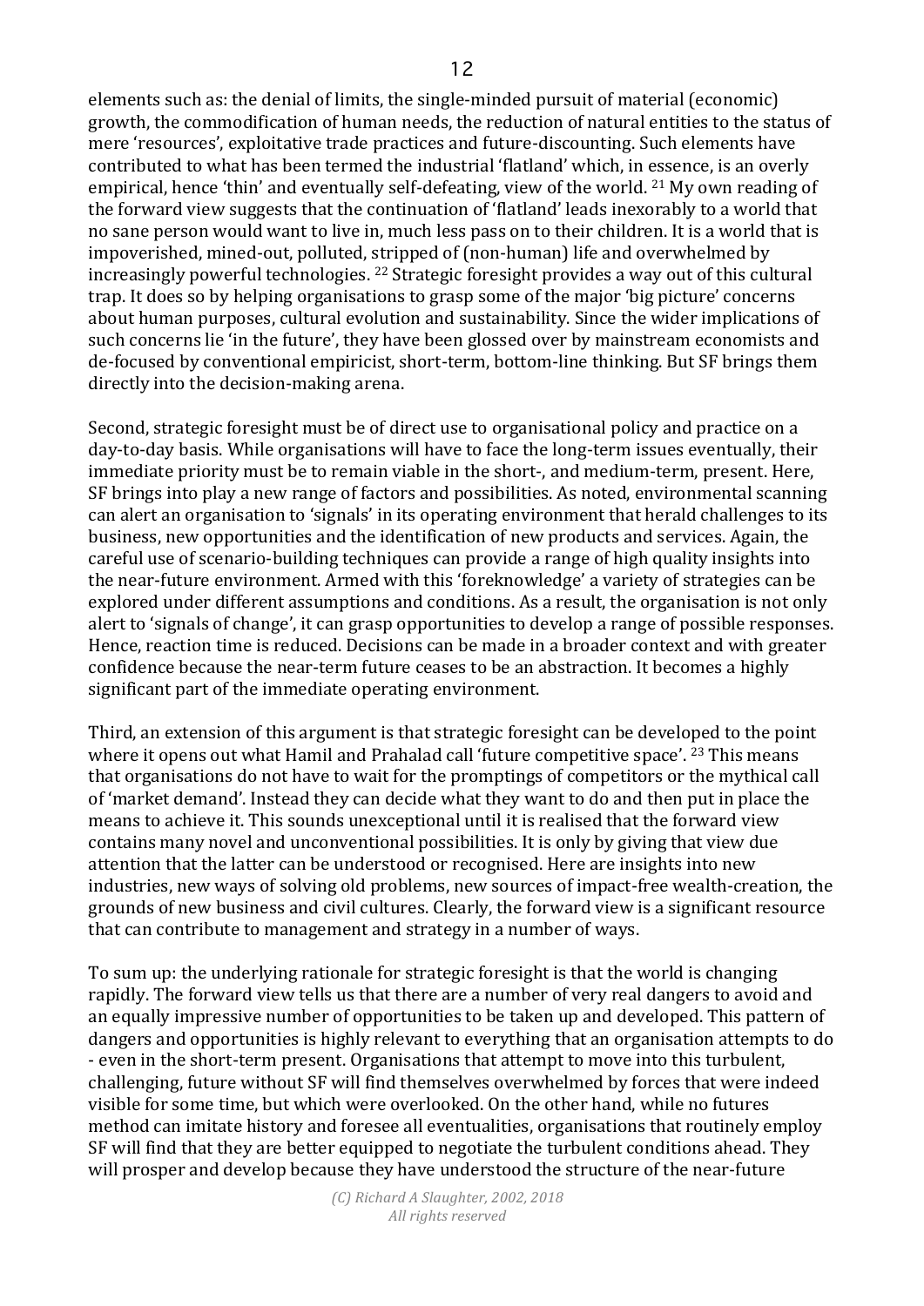elements such as: the denial of limits, the single-minded pursuit of material (economic) growth, the commodification of human needs, the reduction of natural entities to the status of mere 'resources', exploitative trade practices and future-discounting. Such elements have contributed to what has been termed the industrial 'flatland' which, in essence, is an overly empirical, hence 'thin' and eventually self-defeating, view of the world. [21] My own reading of the forward view suggests that the continuation of 'flatland' leads inexorably to a world that no sane person would want to live in, much less pass on to their children. It is a world that is impoverished, mined-out, polluted, stripped of (non-human) life and overwhelmed by increasingly powerful technologies. [22] Strategic foresight provides a way out of this cultural trap. It does so by helping organisations to grasp some of the major 'big picture' concerns about human purposes, cultural evolution and sustainability. Since the wider implications of such concerns lie 'in the future', they have been glossed over by mainstream economists and de-focused by conventional empiricist, short-term, bottom-line thinking. But SF brings them directly into the decision-making arena.

Second, strategic foresight must be of direct use to organisational policy and practice on a day-to-day basis. While organisations will have to face the long-term issues eventually, their immediate priority must be to remain viable in the short-, and medium-term, present. Here, SF brings into play a new range of factors and possibilities. As noted, environmental scanning can alert an organisation to 'signals' in its operating environment that herald challenges to its business, new opportunities and the identification of new products and services. Again, the careful use of scenario-building techniques can provide a range of high quality insights into the near-future environment. Armed with this 'foreknowledge' a variety of strategies can be explored under different assumptions and conditions. As a result, the organisation is not only alert to 'signals of change', it can grasp opportunities to develop a range of possible responses. Hence, reaction time is reduced. Decisions can be made in a broader context and with greater confidence because the near-term future ceases to be an abstraction. It becomes a highly significant part of the immediate operating environment.

Third, an extension of this argument is that strategic foresight can be developed to the point where it opens out what Hamil and Prahalad call 'future competitive space'. [23] This means that organisations do not have to wait for the promptings of competitors or the mythical call of 'market demand'. Instead they can decide what they want to do and then put in place the means to achieve it. This sounds unexceptional until it is realised that the forward view contains many novel and unconventional possibilities. It is only by giving that view due attention that the latter can be understood or recognised. Here are insights into new industries, new ways of solving old problems, new sources of impact-free wealth-creation, the grounds of new business and civil cultures. Clearly, the forward view is a significant resource that can contribute to management and strategy in a number of ways.

To sum up: the underlying rationale for strategic foresight is that the world is changing rapidly. The forward view tells us that there are a number of very real dangers to avoid and an equally impressive number of opportunities to be taken up and developed. This pattern of dangers and opportunities is highly relevant to everything that an organisation attempts to do - even in the short-term present. Organisations that attempt to move into this turbulent, challenging, future without SF will find themselves overwhelmed by forces that were indeed visible for some time, but which were overlooked. On the other hand, while no futures method can imitate history and foresee all eventualities, organisations that routinely employ SF will find that they are better equipped to negotiate the turbulent conditions ahead. They will prosper and develop because they have understood the structure of the near-future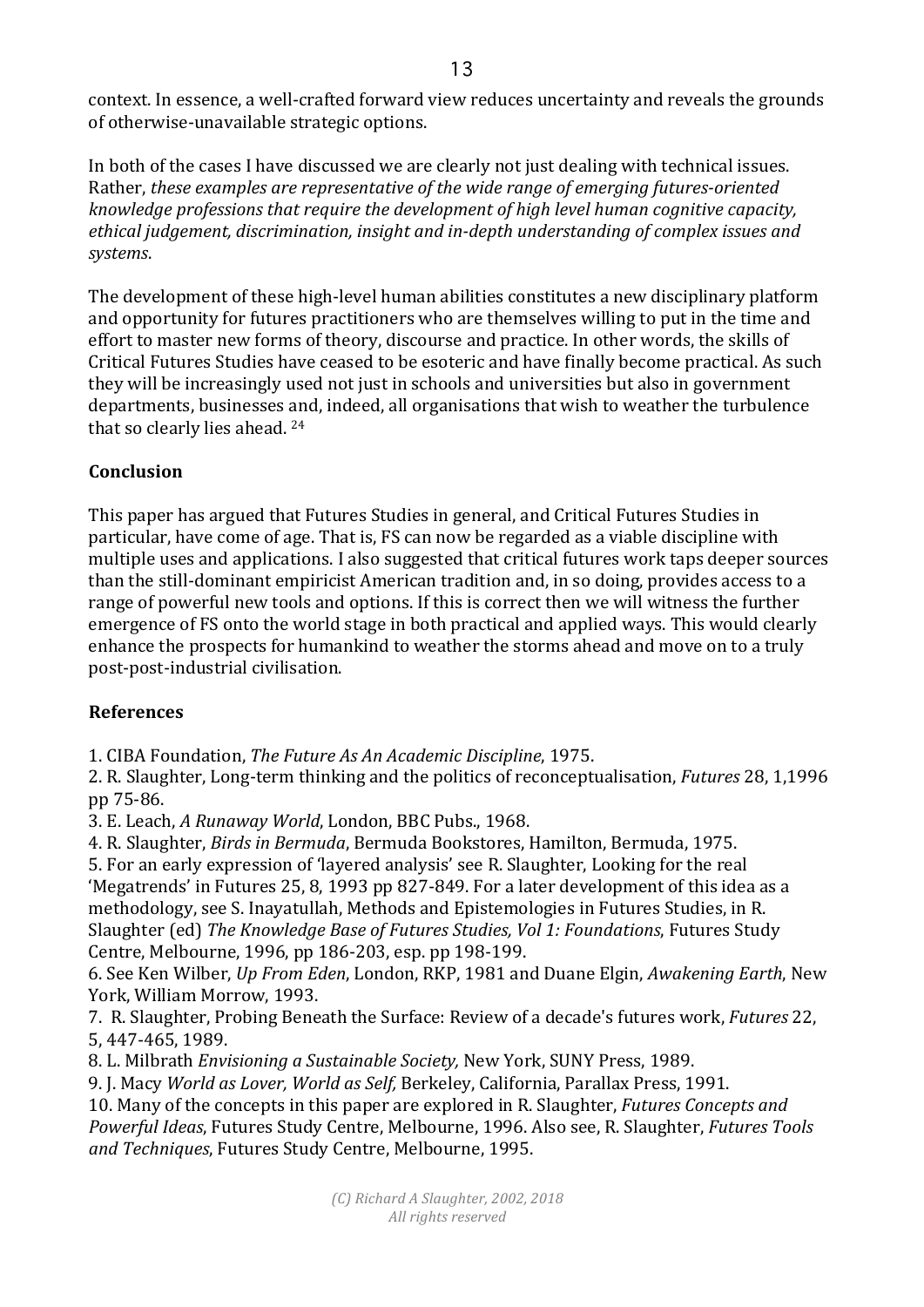context. In essence, a well-crafted forward view reduces uncertainty and reveals the grounds of otherwise-unavailable strategic options.

In both of the cases I have discussed we are clearly not just dealing with technical issues. Rather, *these examples are representative of the wide range of emerging futures-oriented knowledge professions that require the development of high level human cognitive capacity, ethical judgement, discrimination, insight and in-depth understanding of complex issues and systems*.

The development of these high-level human abilities constitutes a new disciplinary platform and opportunity for futures practitioners who are themselves willing to put in the time and effort to master new forms of theory, discourse and practice. In other words, the skills of Critical Futures Studies have ceased to be esoteric and have finally become practical. As such they will be increasingly used not just in schools and universities but also in government departments, businesses and, indeed, all organisations that wish to weather the turbulence that so clearly lies ahead. [24]

## Conclusion

This paper has argued that Futures Studies in general, and Critical Futures Studies in particular, have come of age. That is, FS can now be regarded as a viable discipline with multiple uses and applications. I also suggested that critical futures work taps deeper sources than the still-dominant empiricist American tradition and, in so doing, provides access to a range of powerful new tools and options. If this is correct then we will witness the further emergence of FS onto the world stage in both practical and applied ways. This would clearly enhance the prospects for humankind to weather the storms ahead and move on to a truly post-post-industrial civilisation.

## References

1. CIBA Foundation, *The Future As An Academic Discipline*, 1975.
2. R. Slaughter, Long-term thinking and the politics of reconceptualisation, *Futures* 28, 1,1996 pp 75-86.
3. E. Leach, *A Runaway World*, London, BBC Pubs., 1968.
4. R. Slaughter, *Birds in Bermuda*, Bermuda Bookstores, Hamilton, Bermuda, 1975.
5. For an early expression of 'layered analysis' see R. Slaughter, Looking for the real 'Megatrends' in Futures 25, 8, 1993 pp 827-849. For a later development of this idea as a methodology, see S. Inayatullah, Methods and Epistemologies in Futures Studies, in R. Slaughter (ed) *The Knowledge Base of Futures Studies, Vol 1: Foundations*, Futures Study Centre, Melbourne, 1996, pp 186-203, esp. pp 198-199.
6. See Ken Wilber, *Up From Eden*, London, RKP, 1981 and Duane Elgin, *Awakening Earth*, New York, William Morrow, 1993.
7. R. Slaughter, Probing Beneath the Surface: Review of a decade's futures work, *Futures* 22, 5, 447-465, 1989.
8. L. Milbrath *Envisioning a Sustainable Society,* New York, SUNY Press, 1989.
9. J. Macy *World as Lover, World as Self,* Berkeley, California, Parallax Press, 1991.
10. Many of the concepts in this paper are explored in R. Slaughter, *Futures Concepts and Powerful Ideas*, Futures Study Centre, Melbourne, 1996. Also see, R. Slaughter, *Futures Tools and Techniques*, Futures Study Centre, Melbourne, 1995.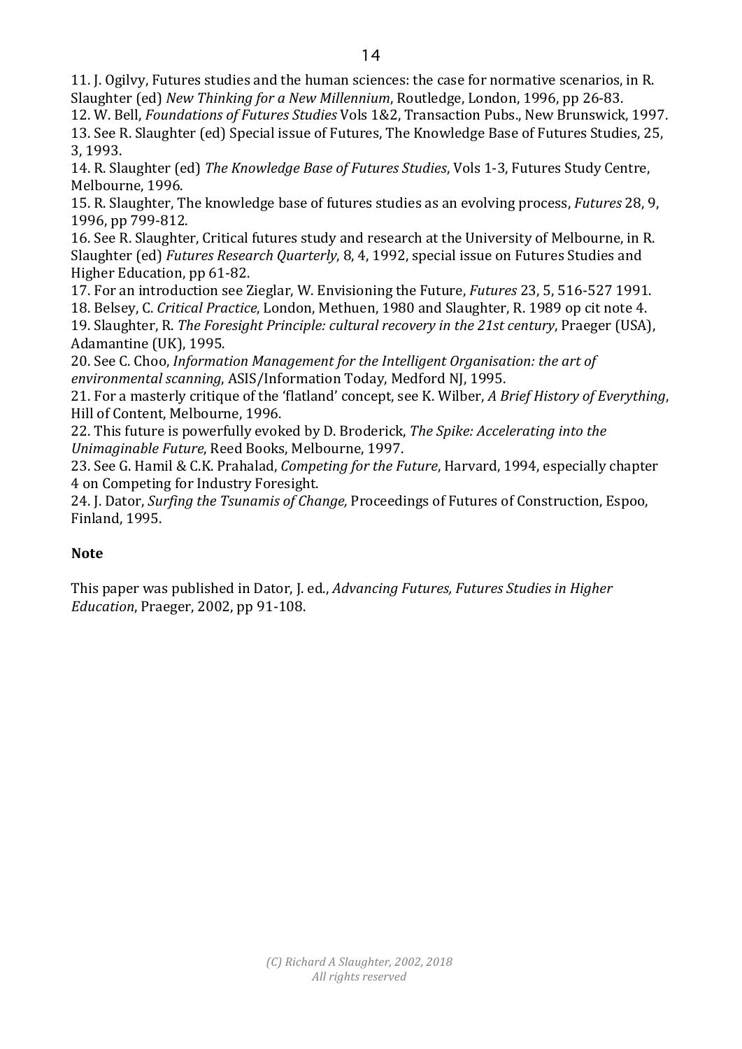11. J. Ogilvy, Futures studies and the human sciences: the case for normative scenarios, in R. Slaughter (ed) *New Thinking for a New Millennium*, Routledge, London, 1996, pp 26-83.
12. W. Bell, *Foundations of Futures Studies* Vols 1&2, Transaction Pubs., New Brunswick, 1997.
13. See R. Slaughter (ed) Special issue of Futures, The Knowledge Base of Futures Studies, 25, 3, 1993.
14. R. Slaughter (ed) *The Knowledge Base of Futures Studies*, Vols 1-3, Futures Study Centre, Melbourne, 1996.
15. R. Slaughter, The knowledge base of futures studies as an evolving process, *Futures* 28, 9, 1996, pp 799-812.
16. See R. Slaughter, Critical futures study and research at the University of Melbourne, in R. Slaughter (ed) *Futures Research Quarterly*, 8, 4, 1992, special issue on Futures Studies and Higher Education, pp 61-82.
17. For an introduction see Zieglar, W. Envisioning the Future, *Futures* 23, 5, 516-527 1991.
18. Belsey, C. *Critical Practice*, London, Methuen, 1980 and Slaughter, R. 1989 op cit note 4.
19. Slaughter, R. *The Foresight Principle: cultural recovery in the 21st century*, Praeger (USA), Adamantine (UK), 1995.
20. See C. Choo, *Information Management for the Intelligent Organisation: the art of environmental scanning*, ASIS/Information Today, Medford NJ, 1995.
21. For a masterly critique of the 'flatland' concept, see K. Wilber, *A Brief History of Everything*, Hill of Content, Melbourne, 1996.
22. This future is powerfully evoked by D. Broderick, *The Spike: Accelerating into the Unimaginable Future*, Reed Books, Melbourne, 1997.
23. See G. Hamil & C.K. Prahalad, *Competing for the Future*, Harvard, 1994, especially chapter 4 on Competing for Industry Foresight.
24. J. Dator, *Surfing the Tsunamis of Change,* Proceedings of Futures of Construction, Espoo, Finland, 1995.

**Note**

This paper was published in Dator, J. ed., *Advancing Futures, Futures Studies in Higher Education*, Praeger, 2002, pp 91-108.

*(C) Richard A Slaughter, 2002, 2018*
*All rights reserved*